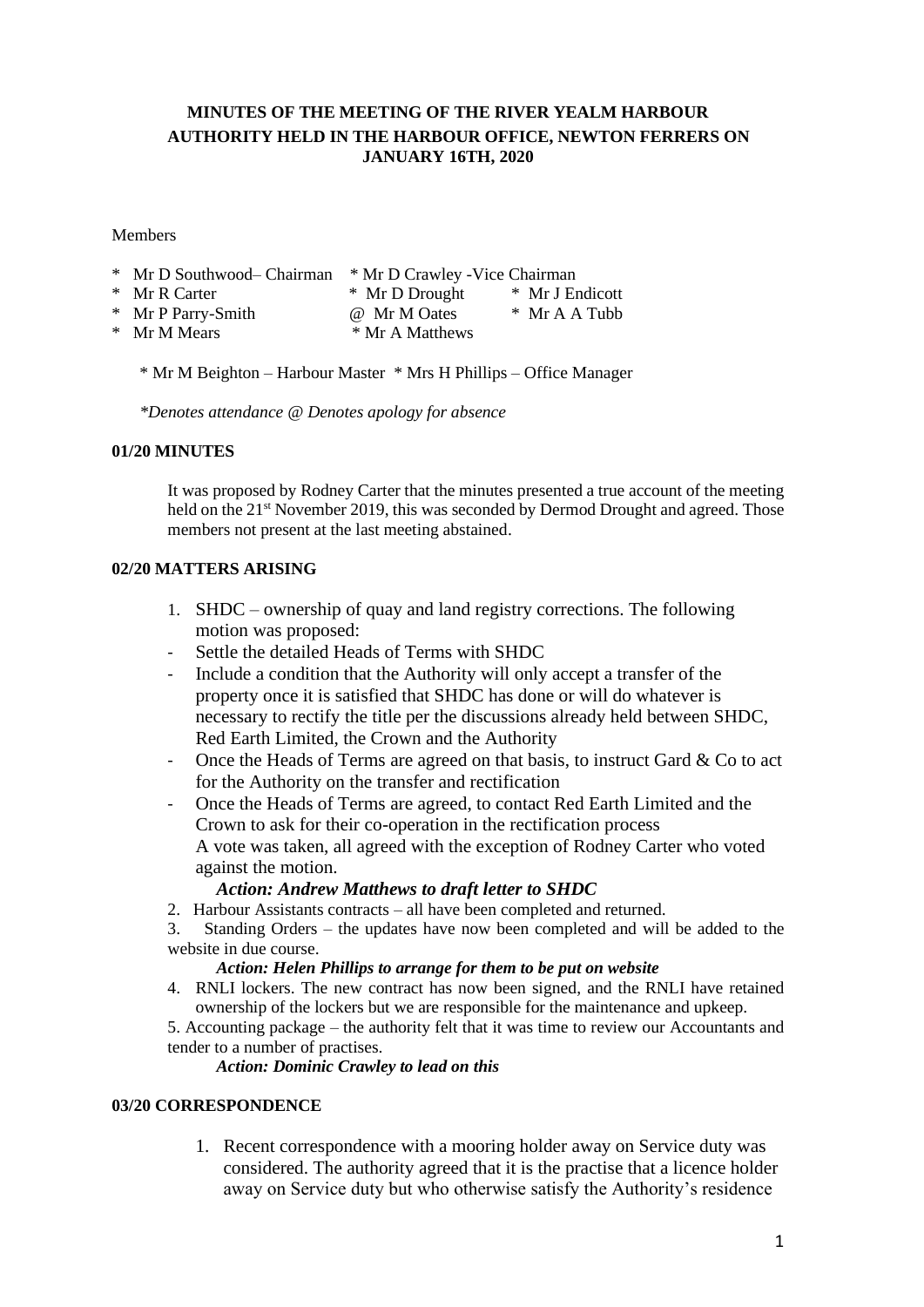# MINUTES OF THE MEETING OF THE RIVER YEALM HARBOUR AUTHORITY HELD IN THE HARBOUR OFFICE, NEWTON FERRERS ON JANUARY 16TH, 2020

Members

\* Mr D Southwood– Chairman   \* Mr D Crawley -Vice Chairman
\* Mr R Carter   \* Mr D Drought   \* Mr J Endicott
\* Mr P Parry-Smith   @ Mr M Oates   \* Mr A A Tubb
\* Mr M Mears   \* Mr A Matthews

\* Mr M Beighton – Harbour Master  \* Mrs H Phillips – Office Manager

*\*Denotes attendance @ Denotes apology for absence*

**01/20 MINUTES**

It was proposed by Rodney Carter that the minutes presented a true account of the meeting held on the 21st November 2019, this was seconded by Dermod Drought and agreed. Those members not present at the last meeting abstained.

**02/20 MATTERS ARISING**

1. SHDC – ownership of quay and land registry corrections. The following motion was proposed:
   - Settle the detailed Heads of Terms with SHDC
   - Include a condition that the Authority will only accept a transfer of the property once it is satisfied that SHDC has done or will do whatever is necessary to rectify the title per the discussions already held between SHDC, Red Earth Limited, the Crown and the Authority
   - Once the Heads of Terms are agreed on that basis, to instruct Gard & Co to act for the Authority on the transfer and rectification
   - Once the Heads of Terms are agreed, to contact Red Earth Limited and the Crown to ask for their co-operation in the rectification process

   A vote was taken, all agreed with the exception of Rodney Carter who voted against the motion.

   ***Action: Andrew Matthews to draft letter to SHDC***

2. Harbour Assistants contracts – all have been completed and returned.
3. Standing Orders – the updates have now been completed and will be added to the website in due course.

   ***Action: Helen Phillips to arrange for them to be put on website***

4. RNLI lockers. The new contract has now been signed, and the RNLI have retained ownership of the lockers but we are responsible for the maintenance and upkeep.
5. Accounting package – the authority felt that it was time to review our Accountants and tender to a number of practises.

   ***Action: Dominic Crawley to lead on this***

**03/20 CORRESPONDENCE**

1. Recent correspondence with a mooring holder away on Service duty was considered. The authority agreed that it is the practise that a licence holder away on Service duty but who otherwise satisfy the Authority's residence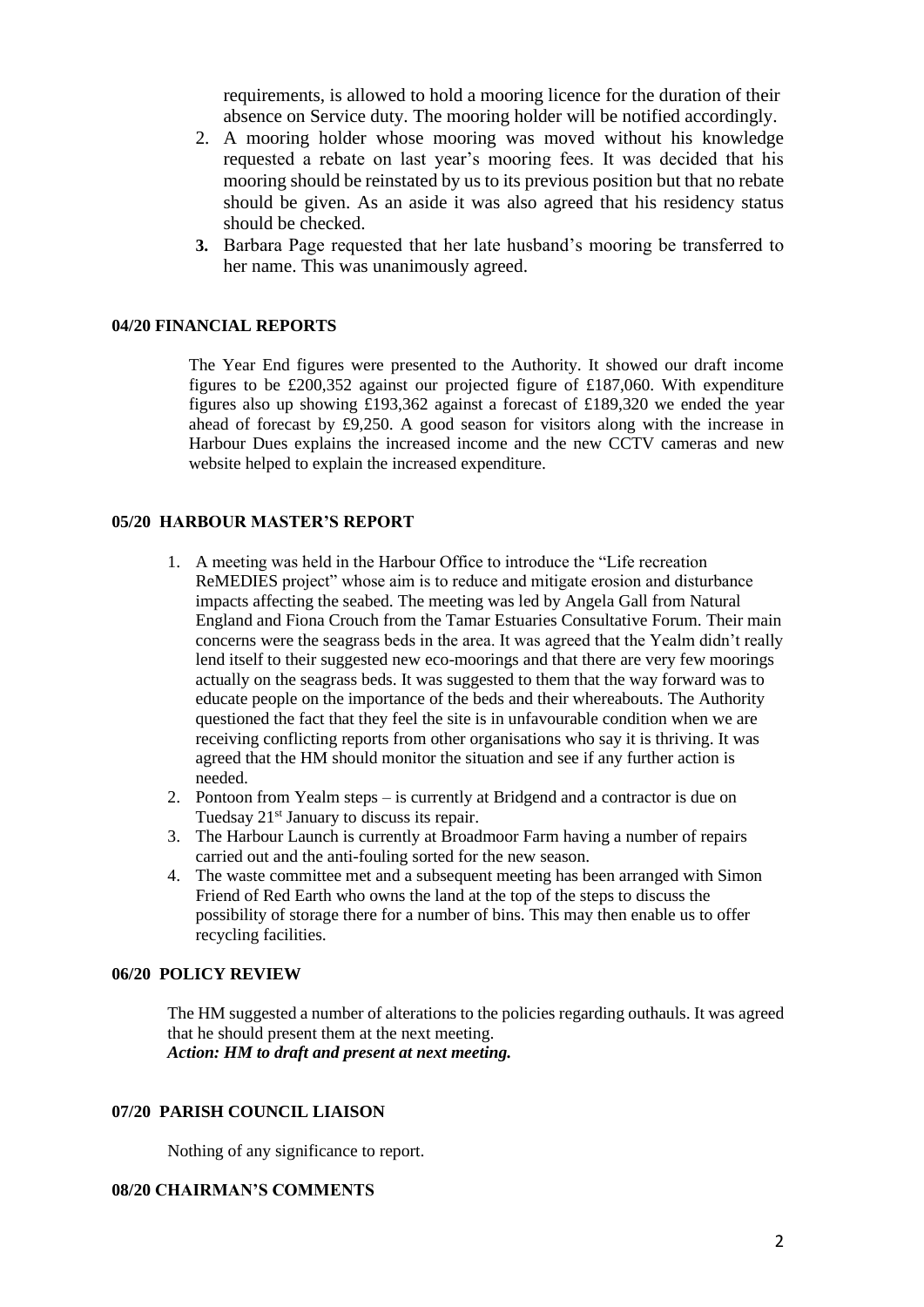requirements, is allowed to hold a mooring licence for the duration of their absence on Service duty. The mooring holder will be notified accordingly.

2. A mooring holder whose mooring was moved without his knowledge requested a rebate on last year's mooring fees. It was decided that his mooring should be reinstated by us to its previous position but that no rebate should be given. As an aside it was also agreed that his residency status should be checked.
3. Barbara Page requested that her late husband's mooring be transferred to her name. This was unanimously agreed.

**04/20 FINANCIAL REPORTS**

The Year End figures were presented to the Authority. It showed our draft income figures to be £200,352 against our projected figure of £187,060. With expenditure figures also up showing £193,362 against a forecast of £189,320 we ended the year ahead of forecast by £9,250. A good season for visitors along with the increase in Harbour Dues explains the increased income and the new CCTV cameras and new website helped to explain the increased expenditure.

**05/20 HARBOUR MASTER'S REPORT**

1. A meeting was held in the Harbour Office to introduce the "Life recreation ReMEDIES project" whose aim is to reduce and mitigate erosion and disturbance impacts affecting the seabed. The meeting was led by Angela Gall from Natural England and Fiona Crouch from the Tamar Estuaries Consultative Forum. Their main concerns were the seagrass beds in the area. It was agreed that the Yealm didn't really lend itself to their suggested new eco-moorings and that there are very few moorings actually on the seagrass beds. It was suggested to them that the way forward was to educate people on the importance of the beds and their whereabouts. The Authority questioned the fact that they feel the site is in unfavourable condition when we are receiving conflicting reports from other organisations who say it is thriving. It was agreed that the HM should monitor the situation and see if any further action is needed.
2. Pontoon from Yealm steps – is currently at Bridgend and a contractor is due on Tuedsay 21st January to discuss its repair.
3. The Harbour Launch is currently at Broadmoor Farm having a number of repairs carried out and the anti-fouling sorted for the new season.
4. The waste committee met and a subsequent meeting has been arranged with Simon Friend of Red Earth who owns the land at the top of the steps to discuss the possibility of storage there for a number of bins. This may then enable us to offer recycling facilities.

**06/20 POLICY REVIEW**

The HM suggested a number of alterations to the policies regarding outhauls. It was agreed that he should present them at the next meeting.
***Action: HM to draft and present at next meeting.***

**07/20 PARISH COUNCIL LIAISON**

Nothing of any significance to report.

**08/20 CHAIRMAN'S COMMENTS**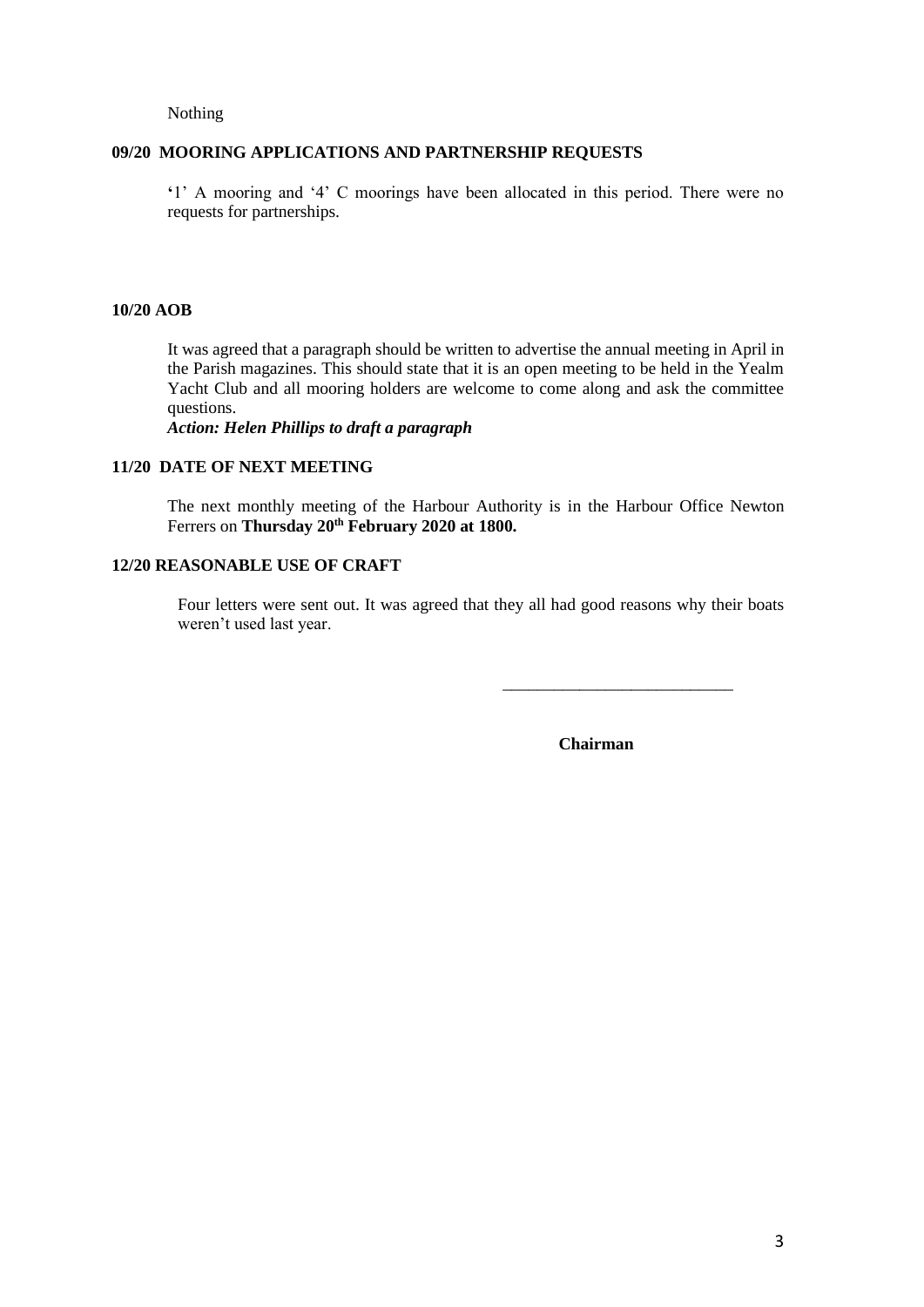Nothing

## 09/20 MOORING APPLICATIONS AND PARTNERSHIP REQUESTS

'1' A mooring and '4' C moorings have been allocated in this period. There were no requests for partnerships.

## 10/20 AOB

It was agreed that a paragraph should be written to advertise the annual meeting in April in the Parish magazines. This should state that it is an open meeting to be held in the Yealm Yacht Club and all mooring holders are welcome to come along and ask the committee questions.

***Action: Helen Phillips to draft a paragraph***

## 11/20 DATE OF NEXT MEETING

The next monthly meeting of the Harbour Authority is in the Harbour Office Newton Ferrers on **Thursday 20th February 2020 at 1800.**

## 12/20 REASONABLE USE OF CRAFT

Four letters were sent out. It was agreed that they all had good reasons why their boats weren't used last year.

\_\_\_\_\_\_\_\_\_\_\_\_\_\_\_\_\_\_\_\_\_\_\_\_\_\_\_\_

**Chairman**